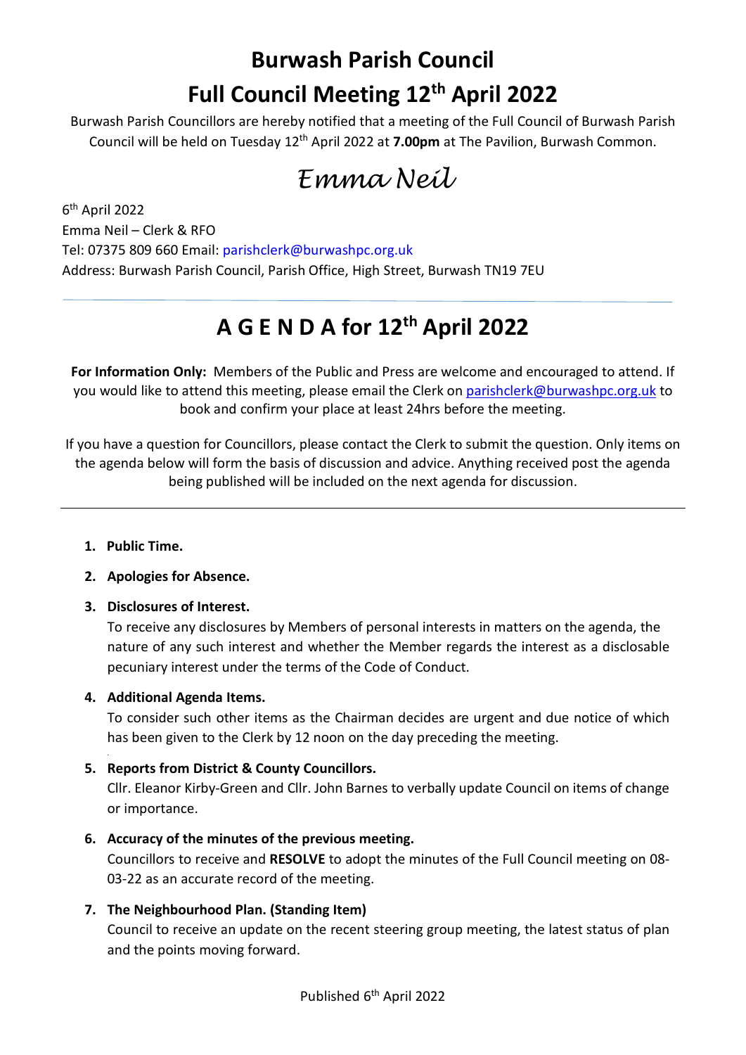# Burwash Parish Council

# Full Council Meeting 12th April 2022

Burwash Parish Councillors are hereby notified that a meeting of the Full Council of Burwash Parish Council will be held on Tuesday 12th April 2022 at **7.00pm** at The Pavilion, Burwash Common.

*Emma Neil*

6th April 2022
Emma Neil – Clerk & RFO
Tel: 07375 809 660 Email: parishclerk@burwashpc.org.uk
Address: Burwash Parish Council, Parish Office, High Street, Burwash TN19 7EU

---

## A G E N D A for 12th April 2022

**For Information Only:** Members of the Public and Press are welcome and encouraged to attend. If you would like to attend this meeting, please email the Clerk on parishclerk@burwashpc.org.uk to book and confirm your place at least 24hrs before the meeting.

If you have a question for Councillors, please contact the Clerk to submit the question. Only items on the agenda below will form the basis of discussion and advice. Anything received post the agenda being published will be included on the next agenda for discussion.

---

1. **Public Time.**

2. **Apologies for Absence.**

3. **Disclosures of Interest.**
   To receive any disclosures by Members of personal interests in matters on the agenda, the nature of any such interest and whether the Member regards the interest as a disclosable pecuniary interest under the terms of the Code of Conduct.

4. **Additional Agenda Items.**
   To consider such other items as the Chairman decides are urgent and due notice of which has been given to the Clerk by 12 noon on the day preceding the meeting.

5. **Reports from District & County Councillors.**
   Cllr. Eleanor Kirby-Green and Cllr. John Barnes to verbally update Council on items of change or importance.

6. **Accuracy of the minutes of the previous meeting.**
   Councillors to receive and **RESOLVE** to adopt the minutes of the Full Council meeting on 08-03-22 as an accurate record of the meeting.

7. **The Neighbourhood Plan. (Standing Item)**
   Council to receive an update on the recent steering group meeting, the latest status of plan and the points moving forward.

Published 6th April 2022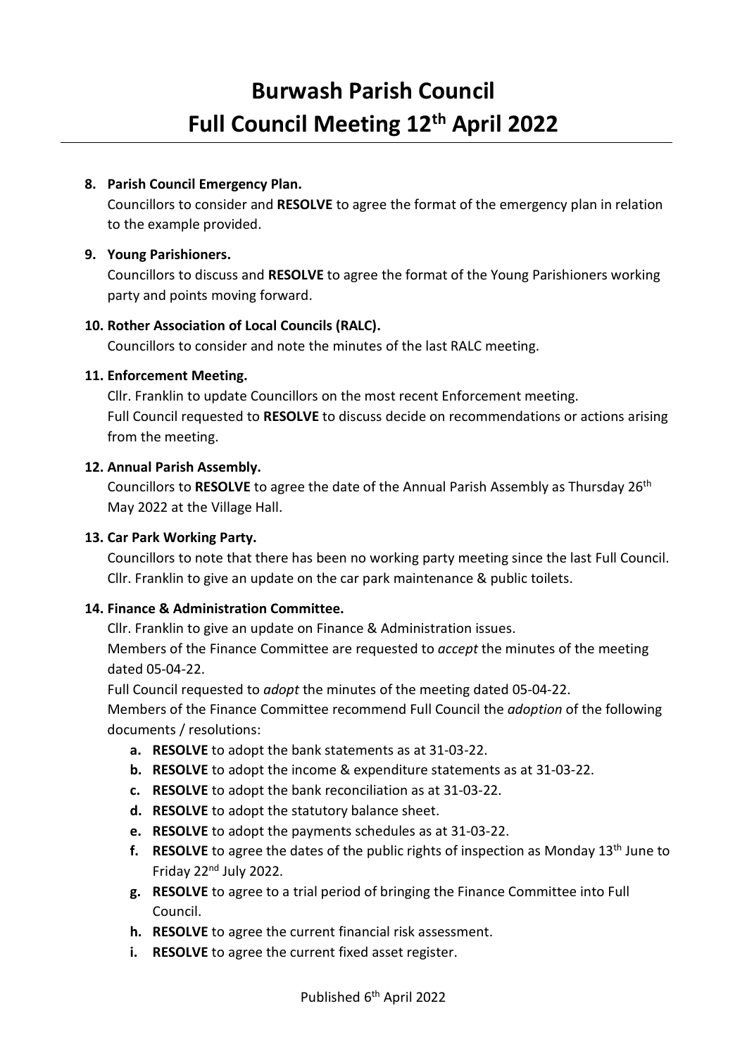# Burwash Parish Council
# Full Council Meeting 12th April 2022

**8. Parish Council Emergency Plan.**

Councillors to consider and **RESOLVE** to agree the format of the emergency plan in relation to the example provided.

**9. Young Parishioners.**

Councillors to discuss and **RESOLVE** to agree the format of the Young Parishioners working party and points moving forward.

**10. Rother Association of Local Councils (RALC).**

Councillors to consider and note the minutes of the last RALC meeting.

**11. Enforcement Meeting.**

Cllr. Franklin to update Councillors on the most recent Enforcement meeting.
Full Council requested to **RESOLVE** to discuss decide on recommendations or actions arising from the meeting.

**12. Annual Parish Assembly.**

Councillors to **RESOLVE** to agree the date of the Annual Parish Assembly as Thursday 26th May 2022 at the Village Hall.

**13. Car Park Working Party.**

Councillors to note that there has been no working party meeting since the last Full Council.
Cllr. Franklin to give an update on the car park maintenance & public toilets.

**14. Finance & Administration Committee.**

Cllr. Franklin to give an update on Finance & Administration issues.
Members of the Finance Committee are requested to *accept* the minutes of the meeting dated 05-04-22.
Full Council requested to *adopt* the minutes of the meeting dated 05-04-22.
Members of the Finance Committee recommend Full Council the *adoption* of the following documents / resolutions:

- **a. RESOLVE** to adopt the bank statements as at 31-03-22.
- **b. RESOLVE** to adopt the income & expenditure statements as at 31-03-22.
- **c. RESOLVE** to adopt the bank reconciliation as at 31-03-22.
- **d. RESOLVE** to adopt the statutory balance sheet.
- **e. RESOLVE** to adopt the payments schedules as at 31-03-22.
- **f. RESOLVE** to agree the dates of the public rights of inspection as Monday 13th June to Friday 22nd July 2022.
- **g. RESOLVE** to agree to a trial period of bringing the Finance Committee into Full Council.
- **h. RESOLVE** to agree the current financial risk assessment.
- **i. RESOLVE** to agree the current fixed asset register.

Published 6th April 2022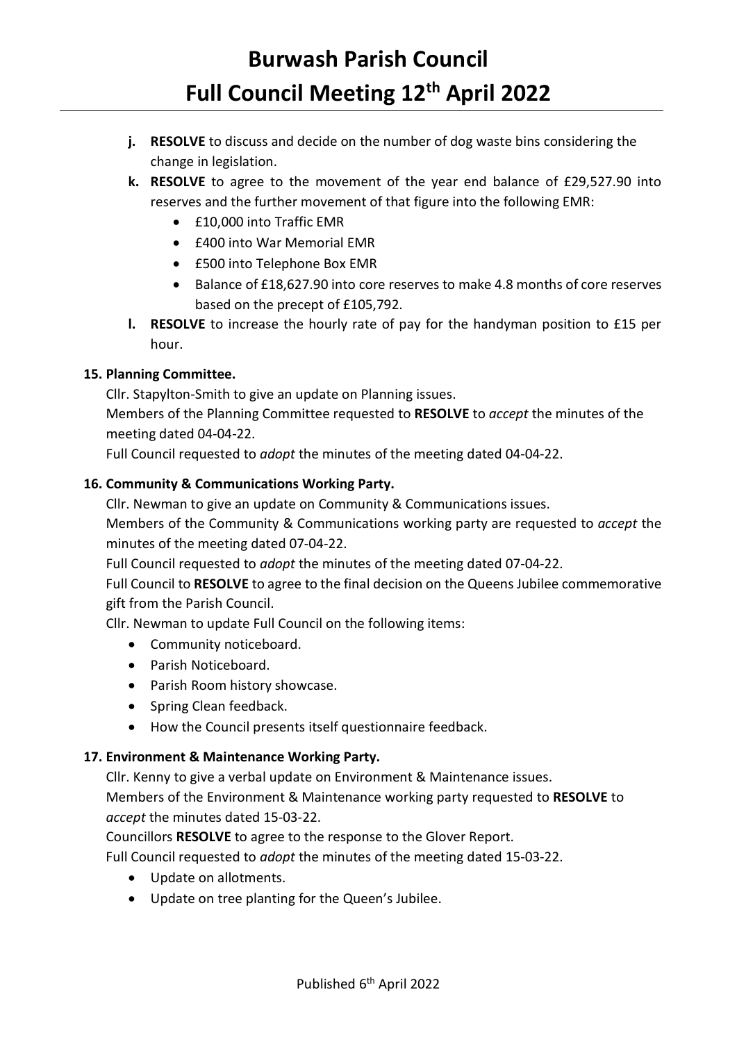- **j. RESOLVE** to discuss and decide on the number of dog waste bins considering the change in legislation.
- **k. RESOLVE** to agree to the movement of the year end balance of £29,527.90 into reserves and the further movement of that figure into the following EMR:
  - £10,000 into Traffic EMR
  - £400 into War Memorial EMR
  - £500 into Telephone Box EMR
  - Balance of £18,627.90 into core reserves to make 4.8 months of core reserves based on the precept of £105,792.
- **l. RESOLVE** to increase the hourly rate of pay for the handyman position to £15 per hour.

**15. Planning Committee.**

Cllr. Stapylton-Smith to give an update on Planning issues.
Members of the Planning Committee requested to **RESOLVE** to *accept* the minutes of the meeting dated 04-04-22.
Full Council requested to *adopt* the minutes of the meeting dated 04-04-22.

**16. Community & Communications Working Party.**

Cllr. Newman to give an update on Community & Communications issues.
Members of the Community & Communications working party are requested to *accept* the minutes of the meeting dated 07-04-22.
Full Council requested to *adopt* the minutes of the meeting dated 07-04-22.
Full Council to **RESOLVE** to agree to the final decision on the Queens Jubilee commemorative gift from the Parish Council.
Cllr. Newman to update Full Council on the following items:

- Community noticeboard.
- Parish Noticeboard.
- Parish Room history showcase.
- Spring Clean feedback.
- How the Council presents itself questionnaire feedback.

**17. Environment & Maintenance Working Party.**

Cllr. Kenny to give a verbal update on Environment & Maintenance issues.
Members of the Environment & Maintenance working party requested to **RESOLVE** to *accept* the minutes dated 15-03-22.
Councillors **RESOLVE** to agree to the response to the Glover Report.
Full Council requested to *adopt* the minutes of the meeting dated 15-03-22.

- Update on allotments.
- Update on tree planting for the Queen's Jubilee.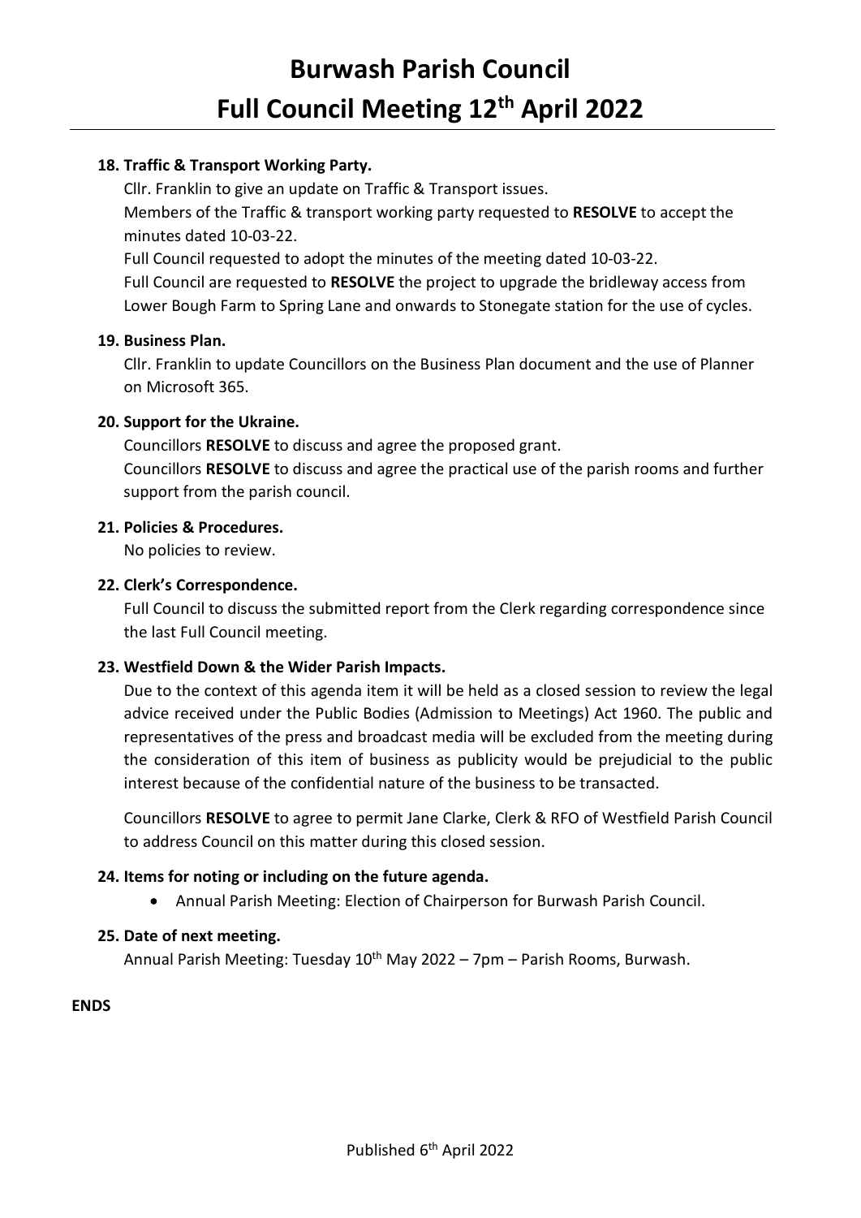# Burwash Parish Council
# Full Council Meeting 12th April 2022

**18. Traffic & Transport Working Party.**

Cllr. Franklin to give an update on Traffic & Transport issues.
Members of the Traffic & transport working party requested to **RESOLVE** to accept the minutes dated 10-03-22.
Full Council requested to adopt the minutes of the meeting dated 10-03-22.
Full Council are requested to **RESOLVE** the project to upgrade the bridleway access from Lower Bough Farm to Spring Lane and onwards to Stonegate station for the use of cycles.

**19. Business Plan.**

Cllr. Franklin to update Councillors on the Business Plan document and the use of Planner on Microsoft 365.

**20. Support for the Ukraine.**

Councillors **RESOLVE** to discuss and agree the proposed grant.
Councillors **RESOLVE** to discuss and agree the practical use of the parish rooms and further support from the parish council.

**21. Policies & Procedures.**

No policies to review.

**22. Clerk's Correspondence.**

Full Council to discuss the submitted report from the Clerk regarding correspondence since the last Full Council meeting.

**23. Westfield Down & the Wider Parish Impacts.**

Due to the context of this agenda item it will be held as a closed session to review the legal advice received under the Public Bodies (Admission to Meetings) Act 1960. The public and representatives of the press and broadcast media will be excluded from the meeting during the consideration of this item of business as publicity would be prejudicial to the public interest because of the confidential nature of the business to be transacted.

Councillors **RESOLVE** to agree to permit Jane Clarke, Clerk & RFO of Westfield Parish Council to address Council on this matter during this closed session.

**24. Items for noting or including on the future agenda.**

- Annual Parish Meeting: Election of Chairperson for Burwash Parish Council.

**25. Date of next meeting.**

Annual Parish Meeting: Tuesday 10th May 2022 – 7pm – Parish Rooms, Burwash.

**ENDS**

Published 6th April 2022